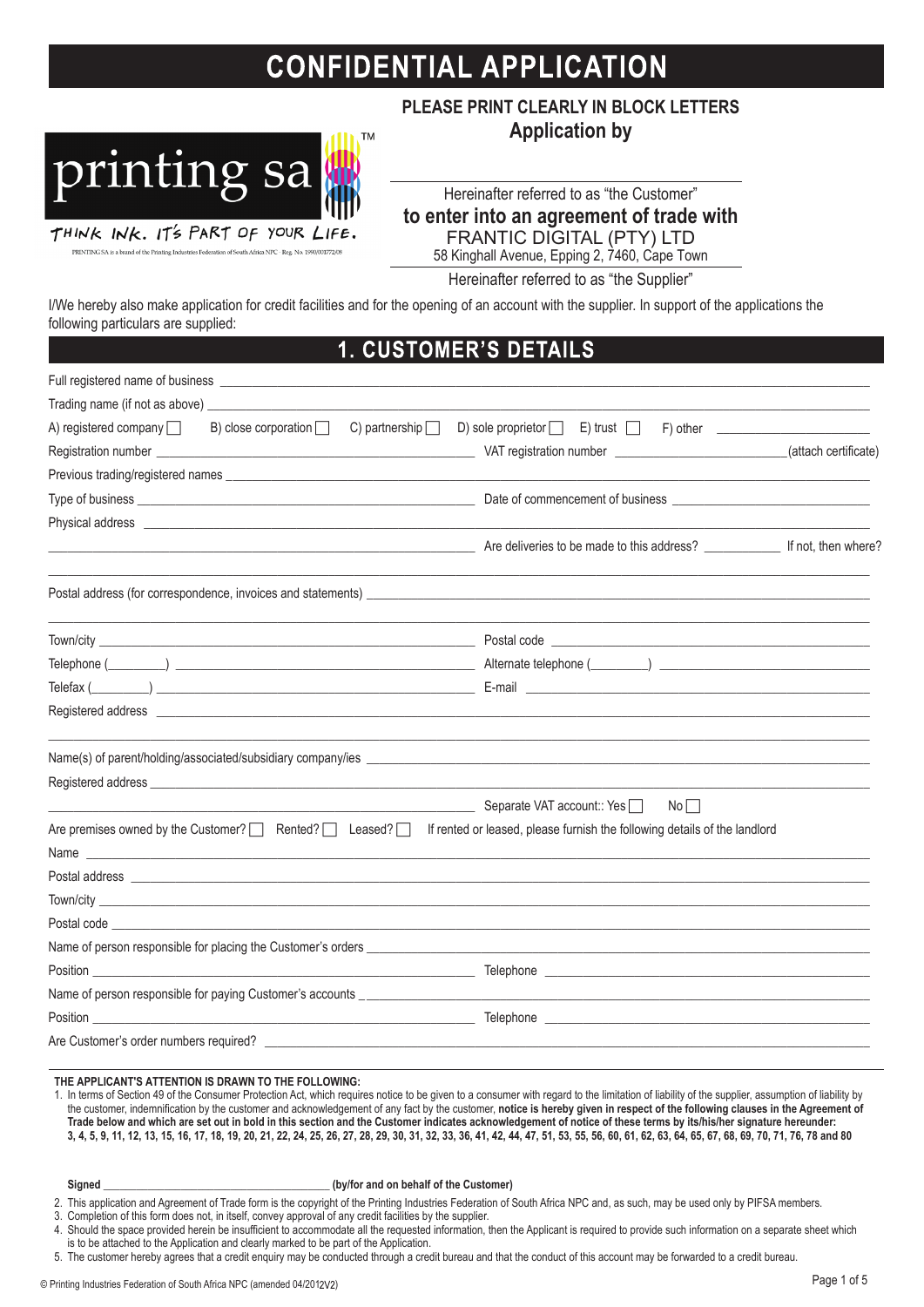# CONFIDENTIAL APPLICATION

**PLEASE PRINT CLEARLY IN BLOCK LETTERS**

**Application by**

printing sa™

THINK INK. IT'S PART OF YOUR LIFE.

PRINTING SA is a brand of the Printing Industries Federation of South Africa NPC - Reg. No. 1990/001772/08

______________________________

Hereinafter referred to as "the Customer"

**to enter into an agreement of trade with**

FRANTIC DIGITAL (PTY) LTD
58 Kinghall Avenue, Epping 2, 7460, Cape Town

Hereinafter referred to as "the Supplier"

I/We hereby also make application for credit facilities and for the opening of an account with the supplier. In support of the applications the following particulars are supplied:

## 1. CUSTOMER'S DETAILS

Full registered name of business ______________________________

Trading name (if not as above) ______________________________

A) registered company ☐ B) close corporation ☐ C) partnership ☐ D) sole proprietor ☐ E) trust ☐ F) other ______________

Registration number ______________ VAT registration number ______________ (attach certificate)

Previous trading/registered names ______________________________

Type of business ______________ Date of commencement of business ______________

Physical address ______________________________

______________ Are deliveries to be made to this address? ________ If not, then where?

______________________________

Postal address (for correspondence, invoices and statements) ______________________________

______________________________

Town/city ______________ Postal code ______________

Telephone (________) ______________ Alternate telephone (________) ______________

Telefax (________) ______________ E-mail ______________

Registered address ______________________________

______________________________

Name(s) of parent/holding/associated/subsidiary company/ies ______________________________

Registered address ______________________________

______________ Separate VAT account:: Yes ☐ No ☐

Are premises owned by the Customer? ☐ Rented? ☐ Leased? ☐ If rented or leased, please furnish the following details of the landlord

Name ______________________________

Postal address ______________________________

Town/city ______________________________

Postal code ______________________________

Name of person responsible for placing the Customer's orders ______________________________

Position ______________ Telephone ______________

Name of person responsible for paying Customer's accounts ______________________________

Position ______________ Telephone ______________

Are Customer's order numbers required? ______________________________

**THE APPLICANT'S ATTENTION IS DRAWN TO THE FOLLOWING:**

1. In terms of Section 49 of the Consumer Protection Act, which requires notice to be given to a consumer with regard to the limitation of liability of the supplier, assumption of liability by the customer, indemnification by the customer and acknowledgement of any fact by the customer, **notice is hereby given in respect of the following clauses in the Agreement of Trade below and which are set out in bold in this section and the Customer indicates acknowledgement of notice of these terms by its/his/her signature hereunder: 3, 4, 5, 9, 11, 12, 13, 15, 16, 17, 18, 19, 20, 21, 22, 24, 25, 26, 27, 28, 29, 30, 31, 32, 33, 36, 41, 42, 44, 47, 51, 53, 55, 56, 60, 61, 62, 63, 64, 65, 67, 68, 69, 70, 71, 76, 78 and 80**

   **Signed** ______________________________ **(by/for and on behalf of the Customer)**

2. This application and Agreement of Trade form is the copyright of the Printing Industries Federation of South Africa NPC and, as such, may be used only by PIFSA members.
3. Completion of this form does not, in itself, convey approval of any credit facilities by the supplier.
4. Should the space provided herein be insufficient to accommodate all the requested information, then the Applicant is required to provide such information on a separate sheet which is to be attached to the Application and clearly marked to be part of the Application.
5. The customer hereby agrees that a credit enquiry may be conducted through a credit bureau and that the conduct of this account may be forwarded to a credit bureau.

© Printing Industries Federation of South Africa NPC (amended 04/2012V2)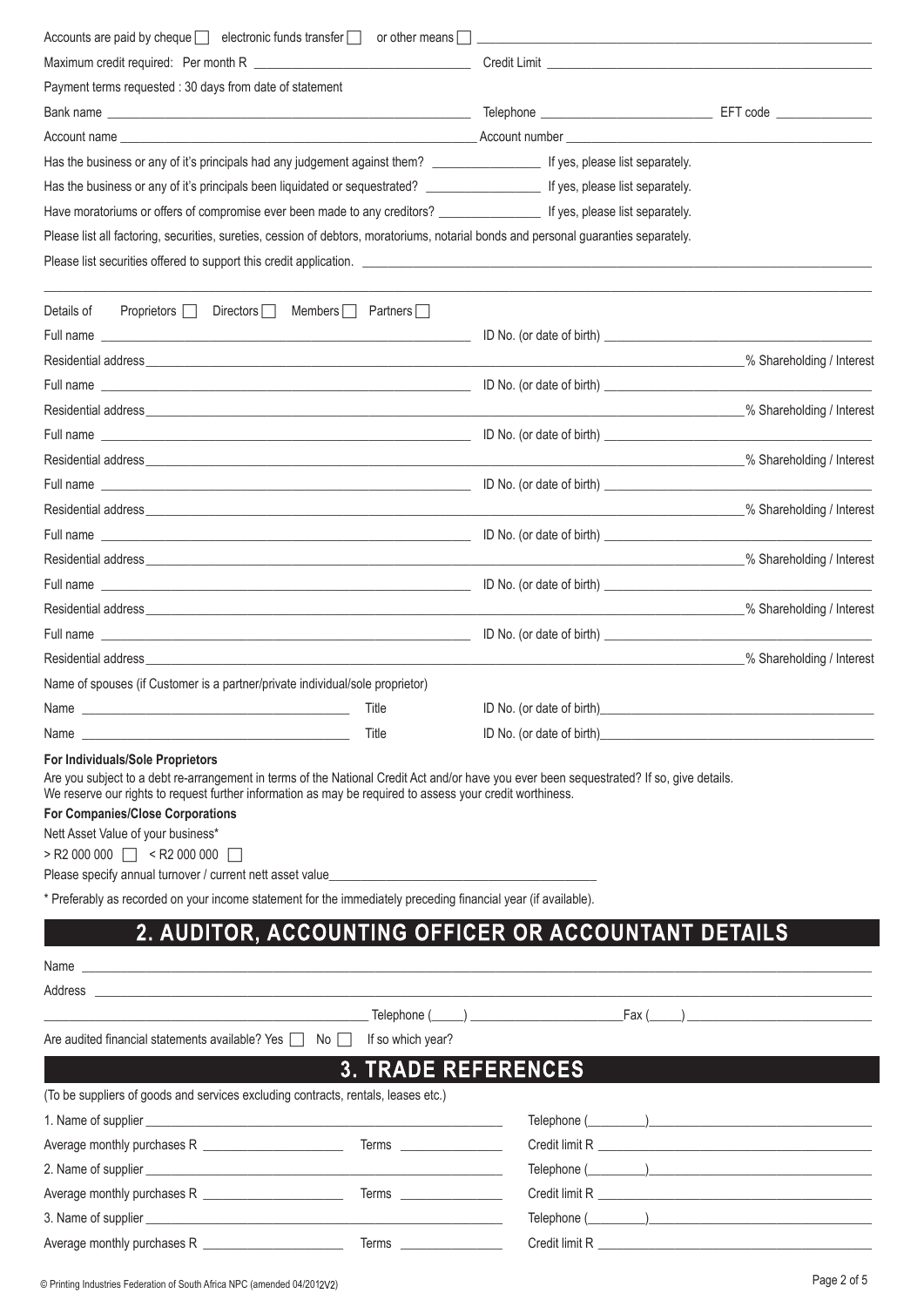Accounts are paid by cheque ☐ electronic funds transfer ☐ or other means ☐ ______________________________

Maximum credit required: Per month R ______________________________ Credit Limit ______________________________

Payment terms requested : 30 days from date of statement

Bank name ______________________________ Telephone ______________________________ EFT code ______________

Account name ______________________________ Account number ______________________________

Has the business or any of it's principals had any judgement against them? ______________ If yes, please list separately.

Has the business or any of it's principals been liquidated or sequestrated? ______________ If yes, please list separately.

Have moratoriums or offers of compromise ever been made to any creditors? ______________ If yes, please list separately.

Please list all factoring, securities, sureties, cession of debtors, moratoriums, notarial bonds and personal guaranties separately.

Please list securities offered to support this credit application. ______________________________

______________________________

Details of Proprietors ☐ Directors ☐ Members ☐ Partners ☐

Full name ______________________________ ID No. (or date of birth) ______________________________

Residential address ______________________________ % Shareholding / Interest

Full name ______________________________ ID No. (or date of birth) ______________________________

Residential address ______________________________ % Shareholding / Interest

Full name ______________________________ ID No. (or date of birth) ______________________________

Residential address ______________________________ % Shareholding / Interest

Full name ______________________________ ID No. (or date of birth) ______________________________

Residential address ______________________________ % Shareholding / Interest

Full name ______________________________ ID No. (or date of birth) ______________________________

Residential address ______________________________ % Shareholding / Interest

Full name ______________________________ ID No. (or date of birth) ______________________________

Residential address ______________________________ % Shareholding / Interest

Full name ______________________________ ID No. (or date of birth) ______________________________

Residential address ______________________________ % Shareholding / Interest

Name of spouses (if Customer is a partner/private individual/sole proprietor)

Name ______________________________ Title ID No. (or date of birth) ______________________________

Name ______________________________ Title ID No. (or date of birth) ______________________________

**For Individuals/Sole Proprietors**

Are you subject to a debt re-arrangement in terms of the National Credit Act and/or have you ever been sequestrated? If so, give details.
We reserve our rights to request further information as may be required to assess your credit worthiness.

**For Companies/Close Corporations**

Nett Asset Value of your business*

> R2 000 000 ☐ < R2 000 000 ☐

Please specify annual turnover / current nett asset value ______________________________

* Preferably as recorded on your income statement for the immediately preceding financial year (if available).

## 2. AUDITOR, ACCOUNTING OFFICER OR ACCOUNTANT DETAILS

Name ______________________________

Address ______________________________

______________________________ Telephone (____) ______________ Fax (____) ______________

Are audited financial statements available? Yes ☐ No ☐ If so which year?

## 3. TRADE REFERENCES

(To be suppliers of goods and services excluding contracts, rentals, leases etc.)

1. Name of supplier ______________________________ Telephone (________) ______________________________

Average monthly purchases R ______________ Terms ______________ Credit limit R ______________________________

2. Name of supplier ______________________________ Telephone (________) ______________________________

Average monthly purchases R ______________ Terms ______________ Credit limit R ______________________________

3. Name of supplier ______________________________ Telephone (________) ______________________________

Average monthly purchases R ______________ Terms ______________ Credit limit R ______________________________

© Printing Industries Federation of South Africa NPC (amended 04/2012V2)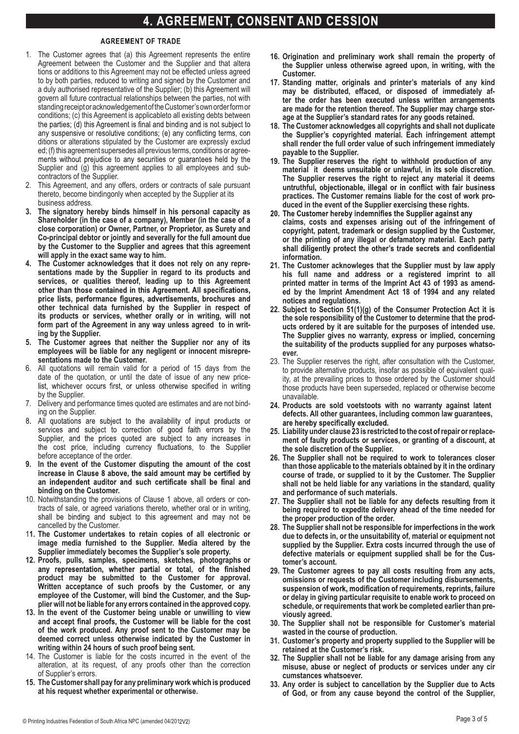# 4. AGREEMENT, CONSENT AND CESSION

### AGREEMENT OF TRADE

1. The Customer agrees that (a) this Agreement represents the entire Agreement between the Customer and the Supplier and that alterations or additions to this Agreement may not be effected unless agreed to by both parties, reduced to writing and signed by the Customer and a duly authorised representative of the Supplier; (b) this Agreement will govern all future contractual relationships between the parties, not with standing receipt or acknowledgement of the Customer's own order form or conditions; (c) this Agreement is applicableto all existing debts between the parties; (d) this Agreement is final and binding and is not subject to any suspensive or resolutive conditions; (e) any conflicting terms, conditions or alterations stipulated by the Customer are expressly excluded; (f) this agreement supersedes all previous terms, conditions or agreements without prejudice to any securities or guarantees held by the Supplier and (g) this agreement applies to all employees and subcontractors of the Supplier.
2. This Agreement, and any offers, orders or contracts of sale pursuant thereto, become bindingonly when accepted by the Supplier at its business address.
3. **The signatory hereby binds himself in his personal capacity as Shareholder (in the case of a company), Member (in the case of a close corporation) or Owner, Partner, or Proprietor, as Surety and Co-principal debtor or jointly and severally for the full amount due by the Customer to the Supplier and agrees that this agreement will apply in the exact same way to him.**
4. **The Customer acknowledges that it does not rely on any representations made by the Supplier in regard to its products and services, or qualities thereof, leading up to this Agreement other than those contained in this Agreement. All specifications, price lists, performance figures, advertisements, brochures and other technical data furnished by the Supplier in respect of its products or services, whether orally or in writing, will not form part of the Agreement in any way unless agreed to in writing by the Supplier.**
5. **The Customer agrees that neither the Supplier nor any of its employees will be liable for any negligent or innocent misrepresentations made to the Customer.**
6. All quotations will remain valid for a period of 15 days from the date of the quotation, or until the date of issue of any new pricelist, whichever occurs first, or unless otherwise specified in writing by the Supplier.
7. Delivery and performance times quoted are estimates and are not binding on the Supplier.
8. All quotations are subject to the availability of input products or services and subject to correction of good faith errors by the Supplier, and the prices quoted are subject to any increases in the cost price, including currency fluctuations, to the Supplier before acceptance of the order.
9. **In the event of the Customer disputing the amount of the cost increase in Clause 8 above, the said amount may be certified by an independent auditor and such certificate shall be final and binding on the Customer.**
10. Notwithstanding the provisions of Clause 1 above, all orders or contracts of sale, or agreed variations thereto, whether oral or in writing, shall be binding and subject to this agreement and may not be cancelled by the Customer.
11. **The Customer undertakes to retain copies of all electronic or image media furnished to the Supplier. Media altered by the Supplier immediately becomes the Supplier's sole property.**
12. **Proofs, pulls, samples, specimens, sketches, photographs or any representation, whether partial or total, of the finished product may be submitted to the Customer for approval. Written acceptance of such proofs by the Customer, or any employee of the Customer, will bind the Customer, and the Supplier will not be liable for any errors contained in the approved copy.**
13. **In the event of the Customer being unable or unwilling to view and accept final proofs, the Customer will be liable for the cost of the work produced. Any proof sent to the Customer may be deemed correct unless otherwise indicated by the Customer in writing within 24 hours of such proof being sent.**
14. The Customer is liable for the costs incurred in the event of the alteration, at its request, of any proofs other than the correction of Supplier's errors.
15. **The Customer shall pay for any preliminary work which is produced at his request whether experimental or otherwise.**
16. **Origination and preliminary work shall remain the property of the Supplier unless otherwise agreed upon, in writing, with the Customer.**
17. **Standing matter, originals and printer's materials of any kind may be distributed, effaced, or disposed of immediately after the order has been executed unless written arrangements are made for the retention thereof. The Supplier may charge storage at the Supplier's standard rates for any goods retained.**
18. **The Customer acknowledges all copyrights and shall not duplicate the Supplier's copyrighted material. Each infringement attempt shall render the full order value of such infringement immediately payable to the Supplier.**
19. **The Supplier reserves the right to withhold production of any material it deems unsuitable or unlawful, in its sole discretion. The Supplier reserves the right to reject any material it deems untruthful, objectionable, illegal or in conflict with fair business practices. The Customer remains liable for the cost of work produced in the event of the Supplier exercising these rights.**
20. **The Customer hereby indemnifies the Supplier against any claims, costs and expenses arising out of the infringement of copyright, patent, trademark or design supplied by the Customer, or the printing of any illegal or defamatory material. Each party shall diligently protect the other's trade secrets and confidential information.**
21. **The Customer acknowleges that the Supplier must by law apply his full name and address or a registered imprint to all printed matter in terms of the Imprint Act 43 of 1993 as amended by the Imprint Amendment Act 18 of 1994 and any related notices and regulations.**
22. **Subject to Section 51(1)(g) of the Consumer Protection Act it is the sole responsibility of the Customer to determine that the products ordered by it are suitable for the purposes of intended use. The Supplier gives no warranty, express or implied, concerning the suitability of the products supplied for any purposes whatsoever.**
23. The Supplier reserves the right, after consultation with the Customer, to provide alternative products, insofar as possible of equivalent quality, at the prevailing prices to those ordered by the Customer should those products have been superseded, replaced or otherwise become unavailable.
24. **Products are sold voetstoots with no warranty against latent defects. All other guarantees, including common law guarantees, are hereby specifically excluded.**
25. **Liability under clause 23 is restricted to the cost of repair or replacement of faulty products or services, or granting of a discount, at the sole discretion of the Supplier.**
26. **The Supplier shall not be required to work to tolerances closer than those applicable to the materials obtained by it in the ordinary course of trade, or supplied to it by the Customer. The Supplier shall not be held liable for any variations in the standard, quality and performance of such materials.**
27. **The Supplier shall not be liable for any defects resulting from it being required to expedite delivery ahead of the time needed for the proper production of the order.**
28. **The Supplier shall not be responsible for imperfections in the work due to defects in, or the unsuitability of, material or equipment not supplied by the Supplier. Extra costs incurred through the use of defective materials or equipment supplied shall be for the Customer's account.**
29. **The Customer agrees to pay all costs resulting from any acts, omissions or requests of the Customer including disbursements, suspension of work, modification of requirements, reprints, failure or delay in giving particular requisite to enable work to proceed on schedule, or requirements that work be completed earlier than previously agreed.**
30. **The Supplier shall not be responsible for Customer's material wasted in the course of production.**
31. **Customer's property and property supplied to the Supplier will be retained at the Customer's risk.**
32. **The Supplier shall not be liable for any damage arising from any misuse, abuse or neglect of products or services under any circumstances whatsoever.**
33. **Any order is subject to cancellation by the Supplier due to Acts of God, or from any cause beyond the control of the Supplier,**

© Printing Industries Federation of South Africa NPC (amended 04/2012V2)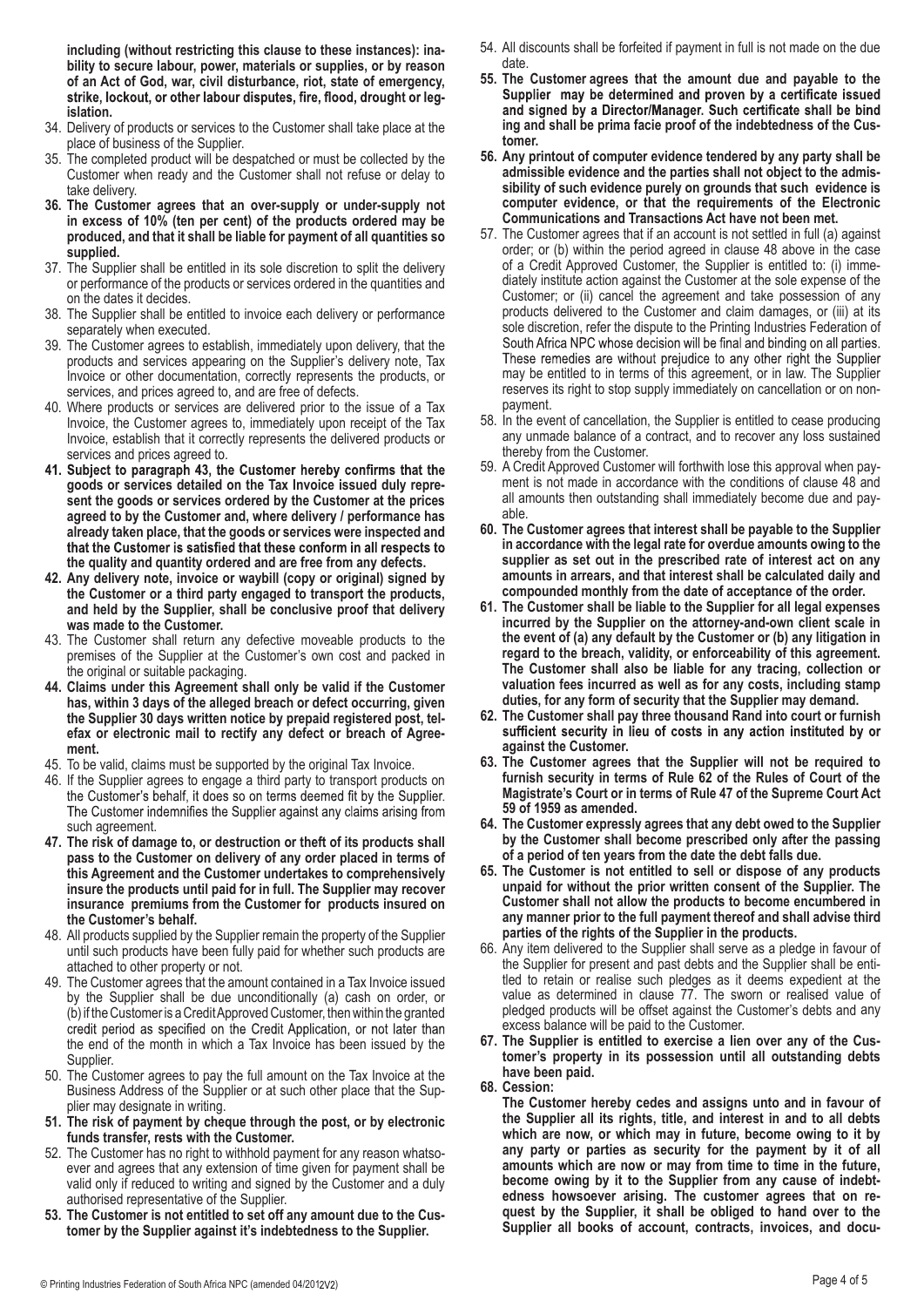**including (without restricting this clause to these instances): inability to secure labour, power, materials or supplies, or by reason of an Act of God, war, civil disturbance, riot, state of emergency, strike, lockout, or other labour disputes, fire, flood, drought or legislation.**

34. Delivery of products or services to the Customer shall take place at the place of business of the Supplier.
35. The completed product will be despatched or must be collected by the Customer when ready and the Customer shall not refuse or delay to take delivery.
36. **The Customer agrees that an over-supply or under-supply not in excess of 10% (ten per cent) of the products ordered may be produced, and that it shall be liable for payment of all quantities so supplied.**
37. The Supplier shall be entitled in its sole discretion to split the delivery or performance of the products or services ordered in the quantities and on the dates it decides.
38. The Supplier shall be entitled to invoice each delivery or performance separately when executed.
39. The Customer agrees to establish, immediately upon delivery, that the products and services appearing on the Supplier's delivery note, Tax Invoice or other documentation, correctly represents the products, or services, and prices agreed to, and are free of defects.
40. Where products or services are delivered prior to the issue of a Tax Invoice, the Customer agrees to, immediately upon receipt of the Tax Invoice, establish that it correctly represents the delivered products or services and prices agreed to.
41. **Subject to paragraph 43, the Customer hereby confirms that the goods or services detailed on the Tax Invoice issued duly represent the goods or services ordered by the Customer at the prices agreed to by the Customer and, where delivery / performance has already taken place, that the goods or services were inspected and that the Customer is satisfied that these conform in all respects to the quality and quantity ordered and are free from any defects.**
42. **Any delivery note, invoice or waybill (copy or original) signed by the Customer or a third party engaged to transport the products, and held by the Supplier, shall be conclusive proof that delivery was made to the Customer.**
43. The Customer shall return any defective moveable products to the premises of the Supplier at the Customer's own cost and packed in the original or suitable packaging.
44. **Claims under this Agreement shall only be valid if the Customer has, within 3 days of the alleged breach or defect occurring, given the Supplier 30 days written notice by prepaid registered post, telefax or electronic mail to rectify any defect or breach of Agreement.**
45. To be valid, claims must be supported by the original Tax Invoice.
46. If the Supplier agrees to engage a third party to transport products on the Customer's behalf, it does so on terms deemed fit by the Supplier. The Customer indemnifies the Supplier against any claims arising from such agreement.
47. **The risk of damage to, or destruction or theft of its products shall pass to the Customer on delivery of any order placed in terms of this Agreement and the Customer undertakes to comprehensively insure the products until paid for in full. The Supplier may recover insurance premiums from the Customer for products insured on the Customer's behalf.**
48. All products supplied by the Supplier remain the property of the Supplier until such products have been fully paid for whether such products are attached to other property or not.
49. The Customer agrees that the amount contained in a Tax Invoice issued by the Supplier shall be due unconditionally (a) cash on order, or (b) if the Customer is a Credit Approved Customer, then within the granted credit period as specified on the Credit Application, or not later than the end of the month in which a Tax Invoice has been issued by the Supplier.
50. The Customer agrees to pay the full amount on the Tax Invoice at the Business Address of the Supplier or at such other place that the Supplier may designate in writing.
51. **The risk of payment by cheque through the post, or by electronic funds transfer, rests with the Customer.**
52. The Customer has no right to withhold payment for any reason whatsoever and agrees that any extension of time given for payment shall be valid only if reduced to writing and signed by the Customer and a duly authorised representative of the Supplier.
53. **The Customer is not entitled to set off any amount due to the Customer by the Supplier against it's indebtedness to the Supplier.**
54. All discounts shall be forfeited if payment in full is not made on the due date.
55. **The Customer agrees that the amount due and payable to the Supplier may be determined and proven by a certificate issued and signed by a Director/Manager. Such certificate shall be bind ing and shall be prima facie proof of the indebtedness of the Customer.**
56. **Any printout of computer evidence tendered by any party shall be admissible evidence and the parties shall not object to the admissibility of such evidence purely on grounds that such evidence is computer evidence, or that the requirements of the Electronic Communications and Transactions Act have not been met.**
57. The Customer agrees that if an account is not settled in full (a) against order; or (b) within the period agreed in clause 48 above in the case of a Credit Approved Customer, the Supplier is entitled to: (i) immediately institute action against the Customer at the sole expense of the Customer; or (ii) cancel the agreement and take possession of any products delivered to the Customer and claim damages, or (iii) at its sole discretion, refer the dispute to the Printing Industries Federation of South Africa NPC whose decision will be final and binding on all parties. These remedies are without prejudice to any other right the Supplier may be entitled to in terms of this agreement, or in law. The Supplier reserves its right to stop supply immediately on cancellation or on non-payment.
58. In the event of cancellation, the Supplier is entitled to cease producing any unmade balance of a contract, and to recover any loss sustained thereby from the Customer.
59. A Credit Approved Customer will forthwith lose this approval when payment is not made in accordance with the conditions of clause 48 and all amounts then outstanding shall immediately become due and payable.
60. **The Customer agrees that interest shall be payable to the Supplier in accordance with the legal rate for overdue amounts owing to the supplier as set out in the prescribed rate of interest act on any amounts in arrears, and that interest shall be calculated daily and compounded monthly from the date of acceptance of the order.**
61. **The Customer shall be liable to the Supplier for all legal expenses incurred by the Supplier on the attorney-and-own client scale in the event of (a) any default by the Customer or (b) any litigation in regard to the breach, validity, or enforceability of this agreement. The Customer shall also be liable for any tracing, collection or valuation fees incurred as well as for any costs, including stamp duties, for any form of security that the Supplier may demand.**
62. **The Customer shall pay three thousand Rand into court or furnish sufficient security in lieu of costs in any action instituted by or against the Customer.**
63. **The Customer agrees that the Supplier will not be required to furnish security in terms of Rule 62 of the Rules of Court of the Magistrate's Court or in terms of Rule 47 of the Supreme Court Act 59 of 1959 as amended.**
64. **The Customer expressly agrees that any debt owed to the Supplier by the Customer shall become prescribed only after the passing of a period of ten years from the date the debt falls due.**
65. **The Customer is not entitled to sell or dispose of any products unpaid for without the prior written consent of the Supplier. The Customer shall not allow the products to become encumbered in any manner prior to the full payment thereof and shall advise third parties of the rights of the Supplier in the products.**
66. Any item delivered to the Supplier shall serve as a pledge in favour of the Supplier for present and past debts and the Supplier shall be entitled to retain or realise such pledges as it deems expedient at the value as determined in clause 77. The sworn or realised value of pledged products will be offset against the Customer's debts and any excess balance will be paid to the Customer.
67. **The Supplier is entitled to exercise a lien over any of the Customer's property in its possession until all outstanding debts have been paid.**
68. **Cession:**

    **The Customer hereby cedes and assigns unto and in favour of the Supplier all its rights, title, and interest in and to all debts which are now, or which may in future, become owing to it by any party or parties as security for the payment by it of all amounts which are now or may from time to time in the future, become owing by it to the Supplier from any cause of indebtedness howsoever arising. The customer agrees that on request by the Supplier, it shall be obliged to hand over to the Supplier all books of account, contracts, invoices, and docu-**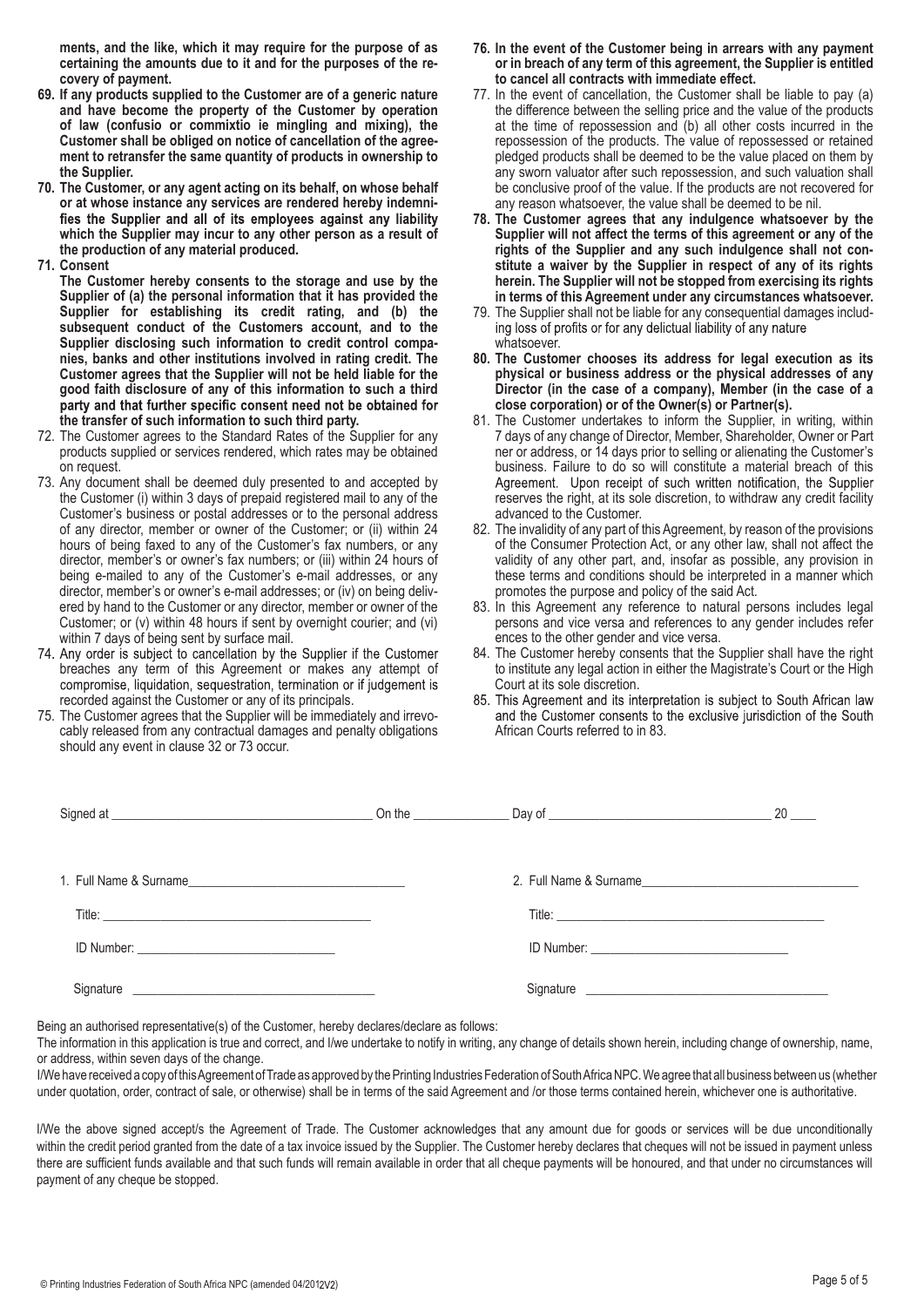**ments, and the like, which it may require for the purpose of as certaining the amounts due to it and for the purposes of the recovery of payment.**

**69. If any products supplied to the Customer are of a generic nature and have become the property of the Customer by operation of law (confusio or commixtio ie mingling and mixing), the Customer shall be obliged on notice of cancellation of the agreement to retransfer the same quantity of products in ownership to the Supplier.**

**70. The Customer, or any agent acting on its behalf, on whose behalf or at whose instance any services are rendered hereby indemnifies the Supplier and all of its employees against any liability which the Supplier may incur to any other person as a result of the production of any material produced.**

**71. Consent**

**The Customer hereby consents to the storage and use by the Supplier of (a) the personal information that it has provided the Supplier for establishing its credit rating, and (b) the subsequent conduct of the Customers account, and to the Supplier disclosing such information to credit control companies, banks and other institutions involved in rating credit. The Customer agrees that the Supplier will not be held liable for the good faith disclosure of any of this information to such a third party and that further specific consent need not be obtained for the transfer of such information to such third party.**

72. The Customer agrees to the Standard Rates of the Supplier for any products supplied or services rendered, which rates may be obtained on request.

73. Any document shall be deemed duly presented to and accepted by the Customer (i) within 3 days of prepaid registered mail to any of the Customer's business or postal addresses or to the personal address of any director, member or owner of the Customer; or (ii) within 24 hours of being faxed to any of the Customer's fax numbers, or any director, member's or owner's fax numbers; or (iii) within 24 hours of being e-mailed to any of the Customer's e-mail addresses, or any director, member's or owner's e-mail addresses; or (iv) on being delivered by hand to the Customer or any director, member or owner of the Customer; or (v) within 48 hours if sent by overnight courier; and (vi) within 7 days of being sent by surface mail.

74. Any order is subject to cancellation by the Supplier if the Customer breaches any term of this Agreement or makes any attempt of compromise, liquidation, sequestration, termination or if judgement is recorded against the Customer or any of its principals.

75. The Customer agrees that the Supplier will be immediately and irrevocably released from any contractual damages and penalty obligations should any event in clause 32 or 73 occur.

**76. In the event of the Customer being in arrears with any payment or in breach of any term of this agreement, the Supplier is entitled to cancel all contracts with immediate effect.**

77. In the event of cancellation, the Customer shall be liable to pay (a) the difference between the selling price and the value of the products at the time of repossession and (b) all other costs incurred in the repossession of the products. The value of repossessed or retained pledged products shall be deemed to be the value placed on them by any sworn valuator after such repossession, and such valuation shall be conclusive proof of the value. If the products are not recovered for any reason whatsoever, the value shall be deemed to be nil.

**78. The Customer agrees that any indulgence whatsoever by the Supplier will not affect the terms of this agreement or any of the rights of the Supplier and any such indulgence shall not constitute a waiver by the Supplier in respect of any of its rights herein. The Supplier will not be stopped from exercising its rights in terms of this Agreement under any circumstances whatsoever.**

79. The Supplier shall not be liable for any consequential damages including loss of profits or for any delictual liability of any nature whatsoever.

**80. The Customer chooses its address for legal execution as its physical or business address or the physical addresses of any Director (in the case of a company), Member (in the case of a close corporation) or of the Owner(s) or Partner(s).**

81. The Customer undertakes to inform the Supplier, in writing, within 7 days of any change of Director, Member, Shareholder, Owner or Partner or address, or 14 days prior to selling or alienating the Customer's business. Failure to do so will constitute a material breach of this Agreement. Upon receipt of such written notification, the Supplier reserves the right, at its sole discretion, to withdraw any credit facility advanced to the Customer.

82. The invalidity of any part of this Agreement, by reason of the provisions of the Consumer Protection Act, or any other law, shall not affect the validity of any other part, and, insofar as possible, any provision in these terms and conditions should be interpreted in a manner which promotes the purpose and policy of the said Act.

83. In this Agreement any reference to natural persons includes legal persons and vice versa and references to any gender includes references to the other gender and vice versa.

84. The Customer hereby consents that the Supplier shall have the right to institute any legal action in either the Magistrate's Court or the High Court at its sole discretion.

85. This Agreement and its interpretation is subject to South African law and the Customer consents to the exclusive jurisdiction of the South African Courts referred to in 83.

Signed at ________________________ On the ____________ Day of ________________________ 20 ____

1. Full Name & Surname________________________

   Title: ________________________

   ID Number: ________________________

   Signature ________________________

2. Full Name & Surname________________________

   Title: ________________________

   ID Number: ________________________

   Signature ________________________

Being an authorised representative(s) of the Customer, hereby declares/declare as follows:

The information in this application is true and correct, and I/we undertake to notify in writing, any change of details shown herein, including change of ownership, name, or address, within seven days of the change.

I/We have received a copy of this Agreement of Trade as approved by the Printing Industries Federation of South Africa NPC. We agree that all business between us (whether under quotation, order, contract of sale, or otherwise) shall be in terms of the said Agreement and /or those terms contained herein, whichever one is authoritative.

I/We the above signed accept/s the Agreement of Trade. The Customer acknowledges that any amount due for goods or services will be due unconditionally within the credit period granted from the date of a tax invoice issued by the Supplier. The Customer hereby declares that cheques will not be issued in payment unless there are sufficient funds available and that such funds will remain available in order that all cheque payments will be honoured, and that under no circumstances will payment of any cheque be stopped.

© Printing Industries Federation of South Africa NPC (amended 04/2012V2)